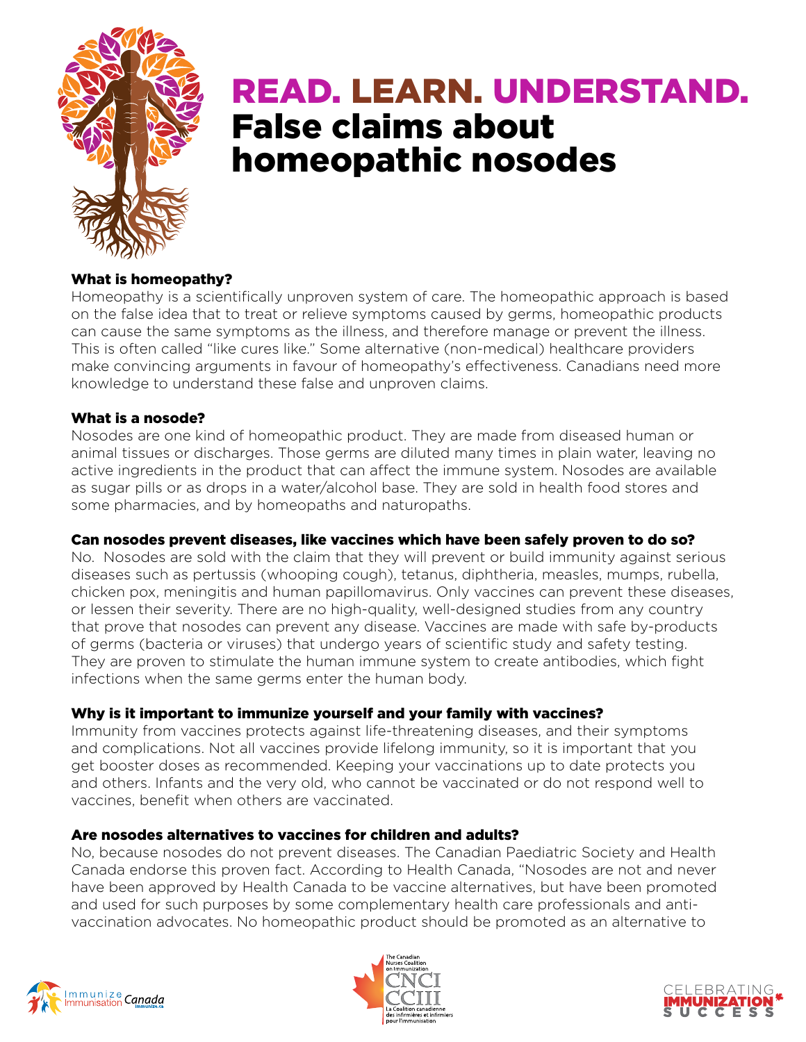# READ. LEARN. UNDERSTAND.
# False claims about homeopathic nosodes

### What is homeopathy?

Homeopathy is a scientifically unproven system of care. The homeopathic approach is based on the false idea that to treat or relieve symptoms caused by germs, homeopathic products can cause the same symptoms as the illness, and therefore manage or prevent the illness. This is often called "like cures like." Some alternative (non-medical) healthcare providers make convincing arguments in favour of homeopathy's effectiveness. Canadians need more knowledge to understand these false and unproven claims.

### What is a nosode?

Nosodes are one kind of homeopathic product. They are made from diseased human or animal tissues or discharges. Those germs are diluted many times in plain water, leaving no active ingredients in the product that can affect the immune system. Nosodes are available as sugar pills or as drops in a water/alcohol base. They are sold in health food stores and some pharmacies, and by homeopaths and naturopaths.

### Can nosodes prevent diseases, like vaccines which have been safely proven to do so?

No. Nosodes are sold with the claim that they will prevent or build immunity against serious diseases such as pertussis (whooping cough), tetanus, diphtheria, measles, mumps, rubella, chicken pox, meningitis and human papillomavirus. Only vaccines can prevent these diseases, or lessen their severity. There are no high-quality, well-designed studies from any country that prove that nosodes can prevent any disease. Vaccines are made with safe by-products of germs (bacteria or viruses) that undergo years of scientific study and safety testing. They are proven to stimulate the human immune system to create antibodies, which fight infections when the same germs enter the human body.

### Why is it important to immunize yourself and your family with vaccines?

Immunity from vaccines protects against life-threatening diseases, and their symptoms and complications. Not all vaccines provide lifelong immunity, so it is important that you get booster doses as recommended. Keeping your vaccinations up to date protects you and others. Infants and the very old, who cannot be vaccinated or do not respond well to vaccines, benefit when others are vaccinated.

### Are nosodes alternatives to vaccines for children and adults?

No, because nosodes do not prevent diseases. The Canadian Paediatric Society and Health Canada endorse this proven fact. According to Health Canada, "Nosodes are not and never have been approved by Health Canada to be vaccine alternatives, but have been promoted and used for such purposes by some complementary health care professionals and anti-vaccination advocates. No homeopathic product should be promoted as an alternative to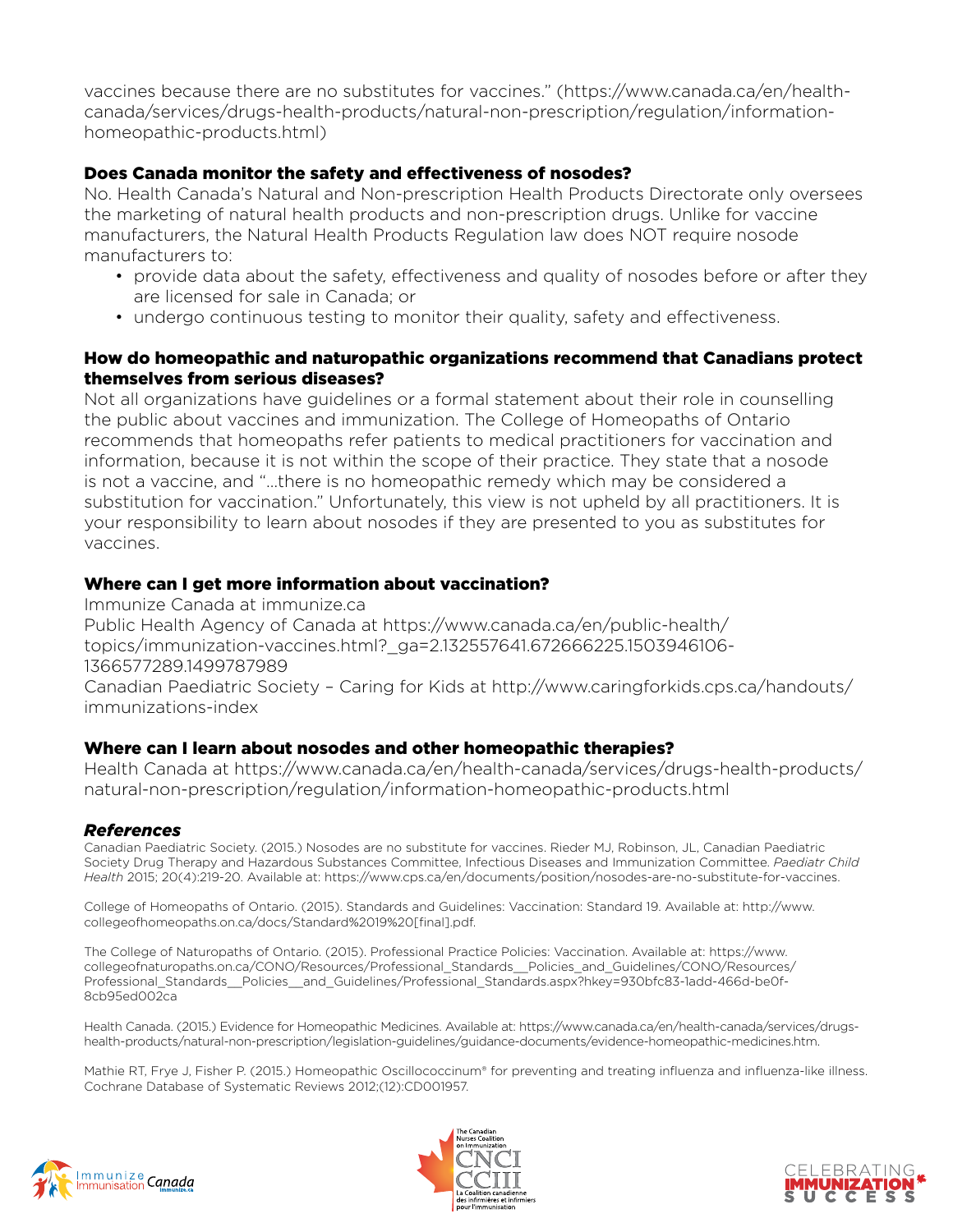vaccines because there are no substitutes for vaccines." (https://www.canada.ca/en/health-canada/services/drugs-health-products/natural-non-prescription/regulation/information-homeopathic-products.html)

### Does Canada monitor the safety and effectiveness of nosodes?

No. Health Canada's Natural and Non-prescription Health Products Directorate only oversees the marketing of natural health products and non-prescription drugs. Unlike for vaccine manufacturers, the Natural Health Products Regulation law does NOT require nosode manufacturers to:

- provide data about the safety, effectiveness and quality of nosodes before or after they are licensed for sale in Canada; or
- undergo continuous testing to monitor their quality, safety and effectiveness.

### How do homeopathic and naturopathic organizations recommend that Canadians protect themselves from serious diseases?

Not all organizations have guidelines or a formal statement about their role in counselling the public about vaccines and immunization. The College of Homeopaths of Ontario recommends that homeopaths refer patients to medical practitioners for vaccination and information, because it is not within the scope of their practice. They state that a nosode is not a vaccine, and "...there is no homeopathic remedy which may be considered a substitution for vaccination." Unfortunately, this view is not upheld by all practitioners. It is your responsibility to learn about nosodes if they are presented to you as substitutes for vaccines.

### Where can I get more information about vaccination?

Immunize Canada at immunize.ca
Public Health Agency of Canada at https://www.canada.ca/en/public-health/topics/immunization-vaccines.html?_ga=2.132557641.672666225.1503946106-1366577289.1499787989
Canadian Paediatric Society – Caring for Kids at http://www.caringforkids.cps.ca/handouts/immunizations-index

### Where can I learn about nosodes and other homeopathic therapies?

Health Canada at https://www.canada.ca/en/health-canada/services/drugs-health-products/natural-non-prescription/regulation/information-homeopathic-products.html

### *References*

Canadian Paediatric Society. (2015.) Nosodes are no substitute for vaccines. Rieder MJ, Robinson, JL, Canadian Paediatric Society Drug Therapy and Hazardous Substances Committee, Infectious Diseases and Immunization Committee. *Paediatr Child Health* 2015; 20(4):219-20. Available at: https://www.cps.ca/en/documents/position/nosodes-are-no-substitute-for-vaccines.

College of Homeopaths of Ontario. (2015). Standards and Guidelines: Vaccination: Standard 19. Available at: http://www.collegeofhomeopaths.on.ca/docs/Standard%2019%20[final].pdf.

The College of Naturopaths of Ontario. (2015). Professional Practice Policies: Vaccination. Available at: https://www.collegeofnaturopaths.on.ca/CONO/Resources/Professional_Standards__Policies_and_Guidelines/CONO/Resources/Professional_Standards__Policies__and_Guidelines/Professional_Standards.aspx?hkey=930bfc83-1add-466d-be0f-8cb95ed002ca

Health Canada. (2015.) Evidence for Homeopathic Medicines. Available at: https://www.canada.ca/en/health-canada/services/drugs-health-products/natural-non-prescription/legislation-guidelines/guidance-documents/evidence-homeopathic-medicines.htm.

Mathie RT, Frye J, Fisher P. (2015.) Homeopathic Oscillococcinum® for preventing and treating influenza and influenza-like illness. Cochrane Database of Systematic Reviews 2012;(12):CD001957.